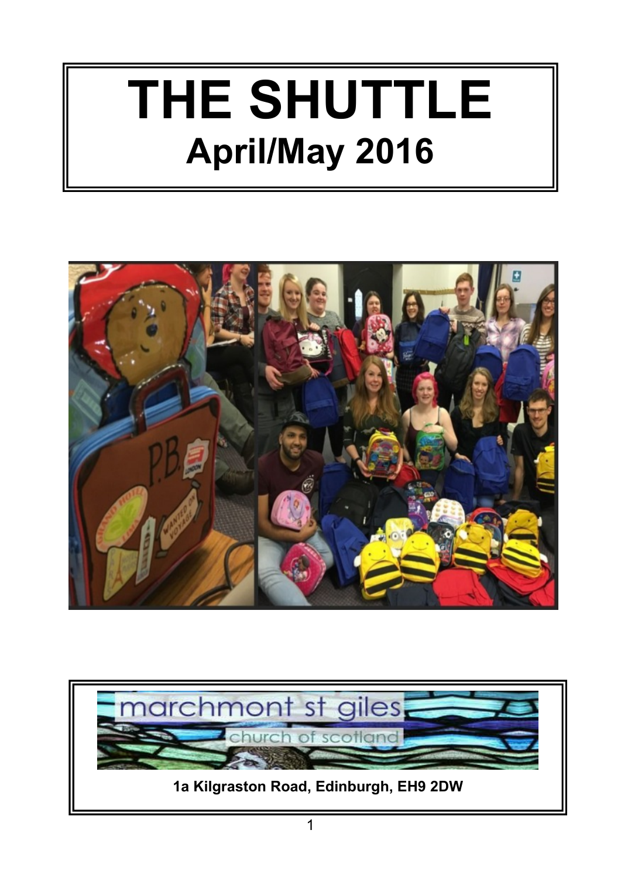# THE SHUTTLE

## April/May 2016

marchmont st giles

church of scotland

**1a Kilgraston Road, Edinburgh, EH9 2DW**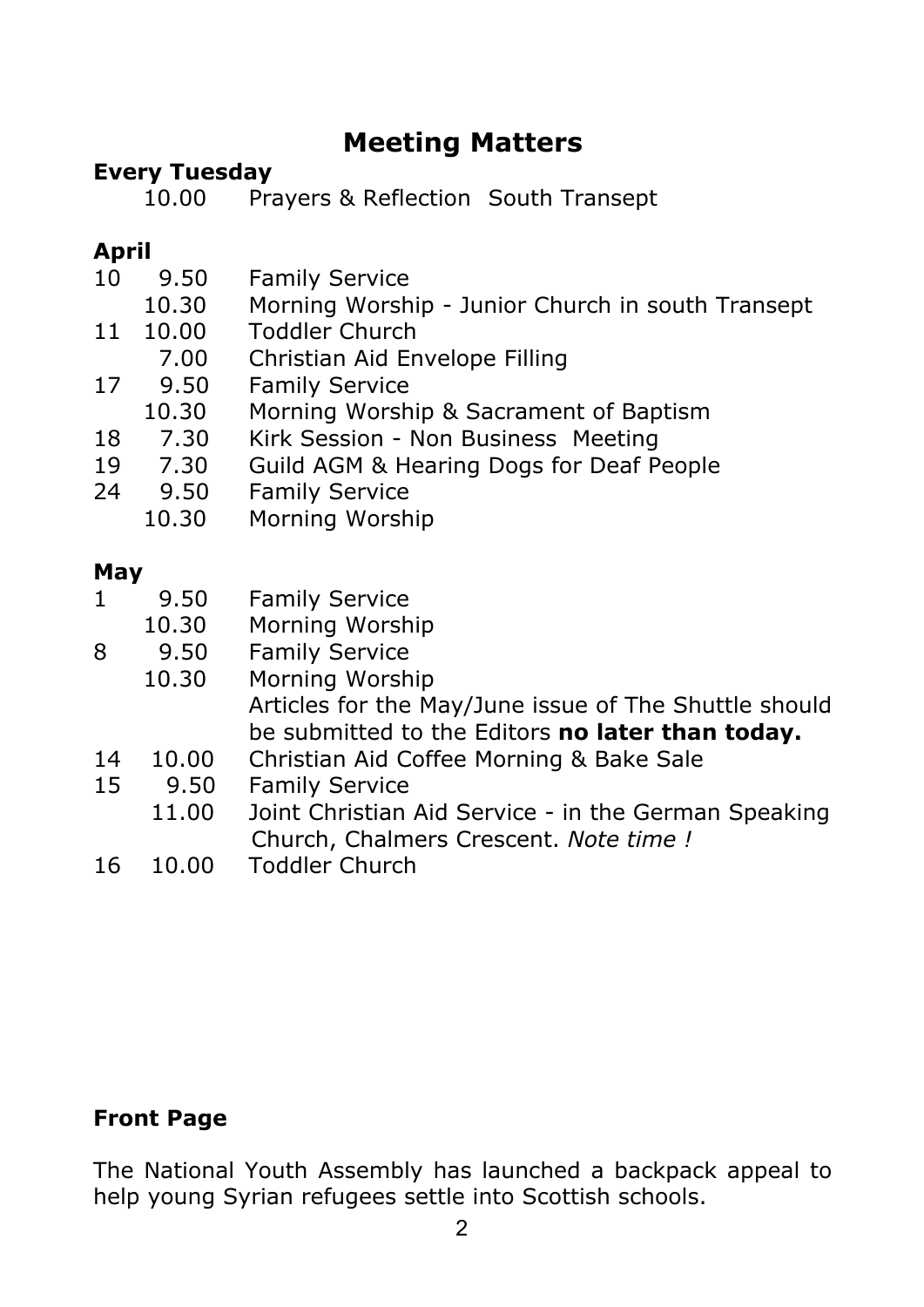# Meeting Matters

**Every Tuesday**

| | | |
|---|---|---|
| | 10.00 | Prayers & Reflection  South Transept |

**April**

| | | |
|---|---|---|
| 10 | 9.50 | Family Service |
| | 10.30 | Morning Worship - Junior Church in south Transept |
| 11 | 10.00 | Toddler Church |
| | 7.00 | Christian Aid Envelope Filling |
| 17 | 9.50 | Family Service |
| | 10.30 | Morning Worship & Sacrament of Baptism |
| 18 | 7.30 | Kirk Session - Non Business  Meeting |
| 19 | 7.30 | Guild AGM & Hearing Dogs for Deaf People |
| 24 | 9.50 | Family Service |
| | 10.30 | Morning Worship |

**May**

| | | |
|---|---|---|
| 1 | 9.50 | Family Service |
| | 10.30 | Morning Worship |
| 8 | 9.50 | Family Service |
| | 10.30 | Morning Worship |
| | | Articles for the May/June issue of The Shuttle should be submitted to the Editors **no later than today.** |
| 14 | 10.00 | Christian Aid Coffee Morning & Bake Sale |
| 15 | 9.50 | Family Service |
| | 11.00 | Joint Christian Aid Service - in the German Speaking Church, Chalmers Crescent. *Note time !* |
| 16 | 10.00 | Toddler Church |

**Front Page**

The National Youth Assembly has launched a backpack appeal to help young Syrian refugees settle into Scottish schools.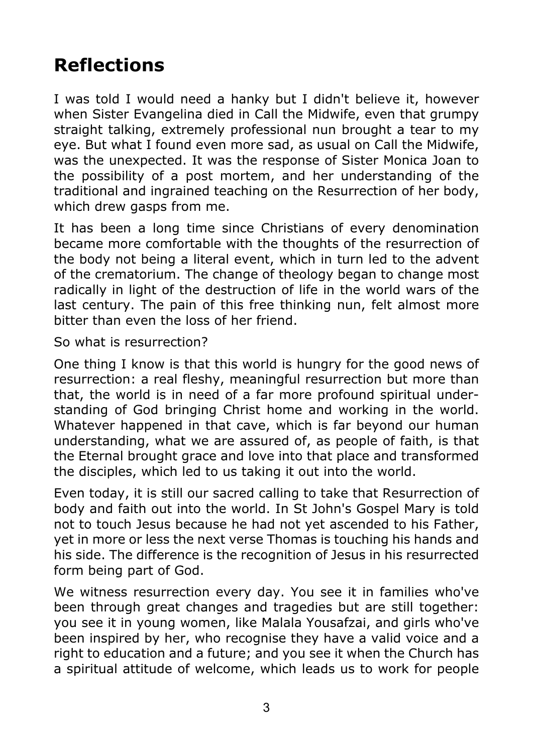# Reflections

I was told I would need a hanky but I didn't believe it, however when Sister Evangelina died in Call the Midwife, even that grumpy straight talking, extremely professional nun brought a tear to my eye. But what I found even more sad, as usual on Call the Midwife, was the unexpected. It was the response of Sister Monica Joan to the possibility of a post mortem, and her understanding of the traditional and ingrained teaching on the Resurrection of her body, which drew gasps from me.

It has been a long time since Christians of every denomination became more comfortable with the thoughts of the resurrection of the body not being a literal event, which in turn led to the advent of the crematorium. The change of theology began to change most radically in light of the destruction of life in the world wars of the last century. The pain of this free thinking nun, felt almost more bitter than even the loss of her friend.

So what is resurrection?

One thing I know is that this world is hungry for the good news of resurrection: a real fleshy, meaningful resurrection but more than that, the world is in need of a far more profound spiritual understanding of God bringing Christ home and working in the world. Whatever happened in that cave, which is far beyond our human understanding, what we are assured of, as people of faith, is that the Eternal brought grace and love into that place and transformed the disciples, which led to us taking it out into the world.

Even today, it is still our sacred calling to take that Resurrection of body and faith out into the world. In St John's Gospel Mary is told not to touch Jesus because he had not yet ascended to his Father, yet in more or less the next verse Thomas is touching his hands and his side. The difference is the recognition of Jesus in his resurrected form being part of God.

We witness resurrection every day. You see it in families who've been through great changes and tragedies but are still together: you see it in young women, like Malala Yousafzai, and girls who've been inspired by her, who recognise they have a valid voice and a right to education and a future; and you see it when the Church has a spiritual attitude of welcome, which leads us to work for people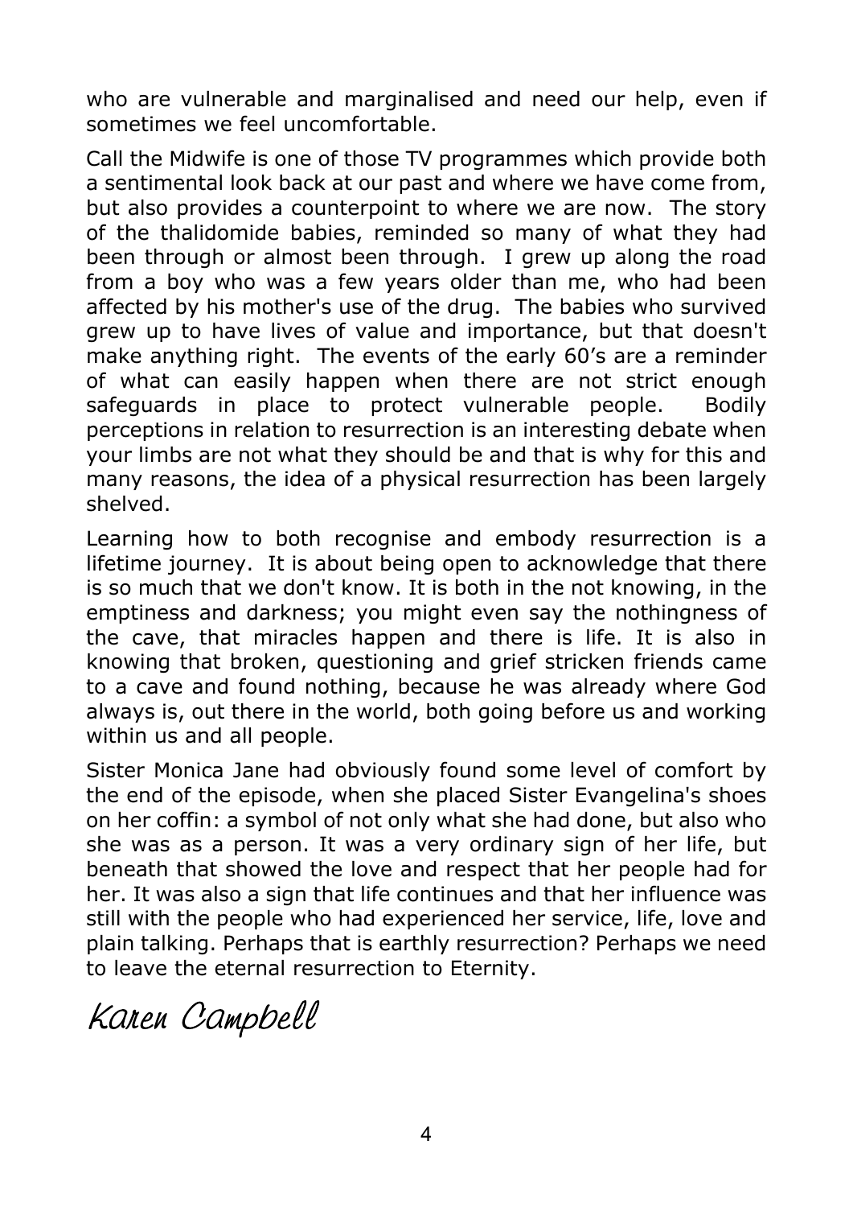who are vulnerable and marginalised and need our help, even if sometimes we feel uncomfortable.

Call the Midwife is one of those TV programmes which provide both a sentimental look back at our past and where we have come from, but also provides a counterpoint to where we are now. The story of the thalidomide babies, reminded so many of what they had been through or almost been through. I grew up along the road from a boy who was a few years older than me, who had been affected by his mother's use of the drug. The babies who survived grew up to have lives of value and importance, but that doesn't make anything right. The events of the early 60's are a reminder of what can easily happen when there are not strict enough safeguards in place to protect vulnerable people. Bodily perceptions in relation to resurrection is an interesting debate when your limbs are not what they should be and that is why for this and many reasons, the idea of a physical resurrection has been largely shelved.

Learning how to both recognise and embody resurrection is a lifetime journey. It is about being open to acknowledge that there is so much that we don't know. It is both in the not knowing, in the emptiness and darkness; you might even say the nothingness of the cave, that miracles happen and there is life. It is also in knowing that broken, questioning and grief stricken friends came to a cave and found nothing, because he was already where God always is, out there in the world, both going before us and working within us and all people.

Sister Monica Jane had obviously found some level of comfort by the end of the episode, when she placed Sister Evangelina's shoes on her coffin: a symbol of not only what she had done, but also who she was as a person. It was a very ordinary sign of her life, but beneath that showed the love and respect that her people had for her. It was also a sign that life continues and that her influence was still with the people who had experienced her service, life, love and plain talking. Perhaps that is earthly resurrection? Perhaps we need to leave the eternal resurrection to Eternity.

*Karen Campbell*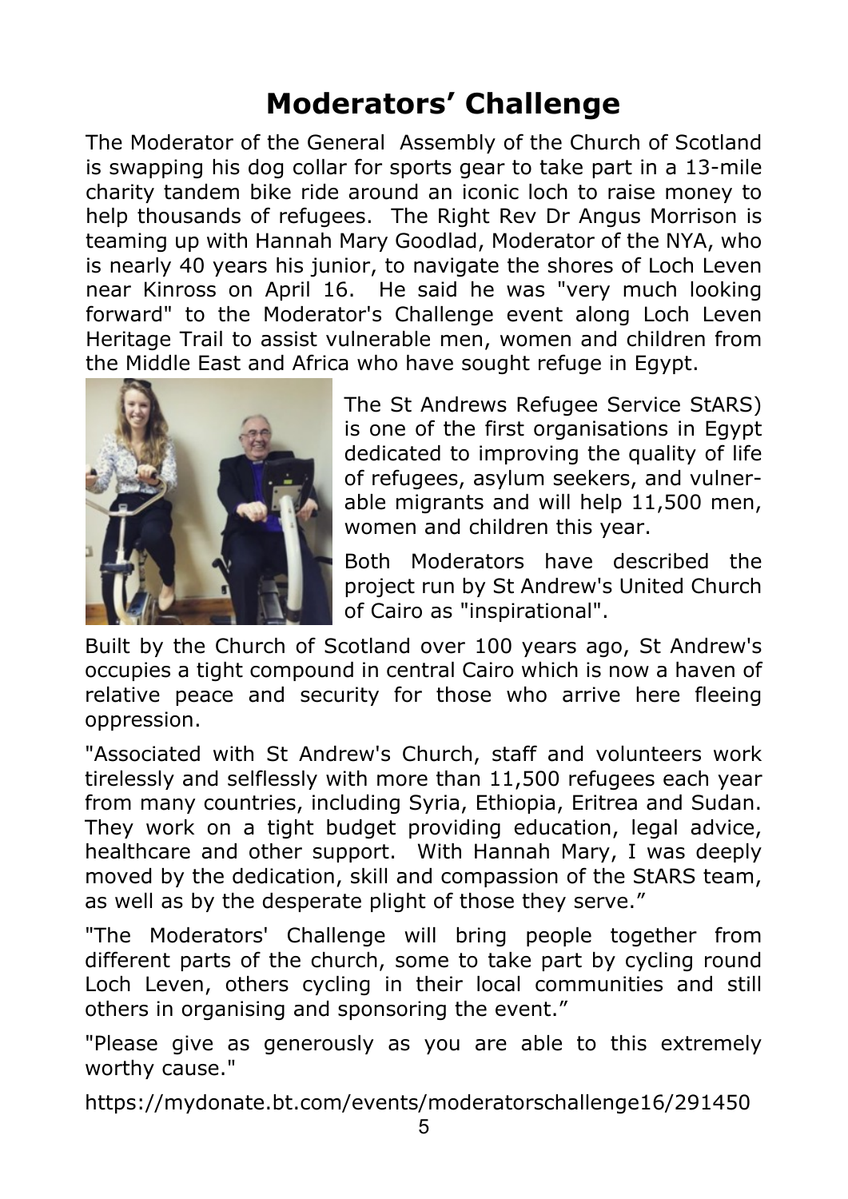# Moderators' Challenge

The Moderator of the General Assembly of the Church of Scotland is swapping his dog collar for sports gear to take part in a 13-mile charity tandem bike ride around an iconic loch to raise money to help thousands of refugees. The Right Rev Dr Angus Morrison is teaming up with Hannah Mary Goodlad, Moderator of the NYA, who is nearly 40 years his junior, to navigate the shores of Loch Leven near Kinross on April 16. He said he was "very much looking forward" to the Moderator's Challenge event along Loch Leven Heritage Trail to assist vulnerable men, women and children from the Middle East and Africa who have sought refuge in Egypt.

The St Andrews Refugee Service StARS) is one of the first organisations in Egypt dedicated to improving the quality of life of refugees, asylum seekers, and vulnerable migrants and will help 11,500 men, women and children this year.

Both Moderators have described the project run by St Andrew's United Church of Cairo as "inspirational".

Built by the Church of Scotland over 100 years ago, St Andrew's occupies a tight compound in central Cairo which is now a haven of relative peace and security for those who arrive here fleeing oppression.

"Associated with St Andrew's Church, staff and volunteers work tirelessly and selflessly with more than 11,500 refugees each year from many countries, including Syria, Ethiopia, Eritrea and Sudan. They work on a tight budget providing education, legal advice, healthcare and other support. With Hannah Mary, I was deeply moved by the dedication, skill and compassion of the StARS team, as well as by the desperate plight of those they serve."

"The Moderators' Challenge will bring people together from different parts of the church, some to take part by cycling round Loch Leven, others cycling in their local communities and still others in organising and sponsoring the event."

"Please give as generously as you are able to this extremely worthy cause."

https://mydonate.bt.com/events/moderatorschallenge16/291450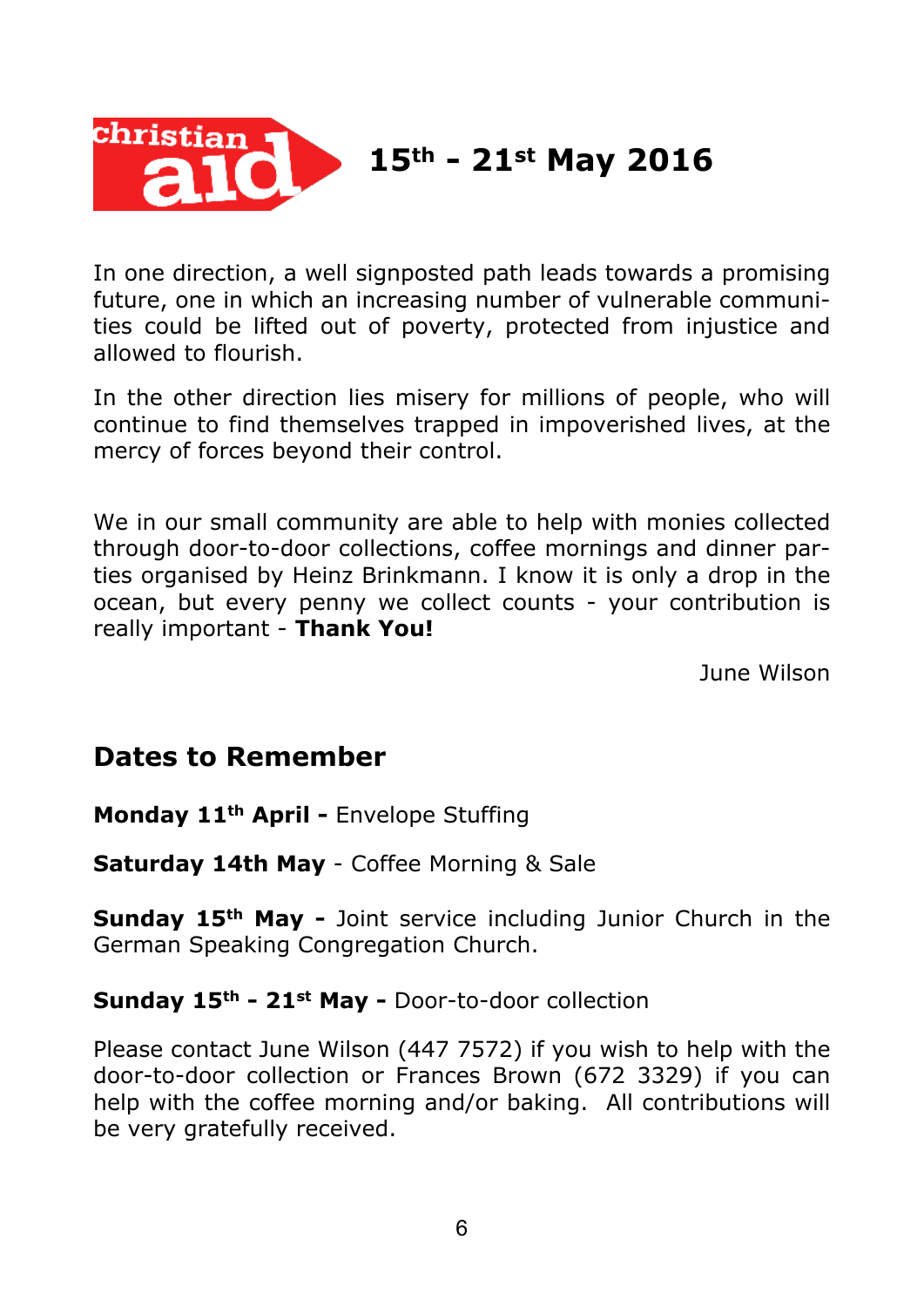## christian aid 15th - 21st May 2016

In one direction, a well signposted path leads towards a promising future, one in which an increasing number of vulnerable communities could be lifted out of poverty, protected from injustice and allowed to flourish.

In the other direction lies misery for millions of people, who will continue to find themselves trapped in impoverished lives, at the mercy of forces beyond their control.

We in our small community are able to help with monies collected through door-to-door collections, coffee mornings and dinner parties organised by Heinz Brinkmann. I know it is only a drop in the ocean, but every penny we collect counts - your contribution is really important - **Thank You!**

June Wilson

## Dates to Remember

**Monday 11th April -** Envelope Stuffing

**Saturday 14th May** - Coffee Morning & Sale

**Sunday 15th May -** Joint service including Junior Church in the German Speaking Congregation Church.

**Sunday 15th - 21st May -** Door-to-door collection

Please contact June Wilson (447 7572) if you wish to help with the door-to-door collection or Frances Brown (672 3329) if you can help with the coffee morning and/or baking. All contributions will be very gratefully received.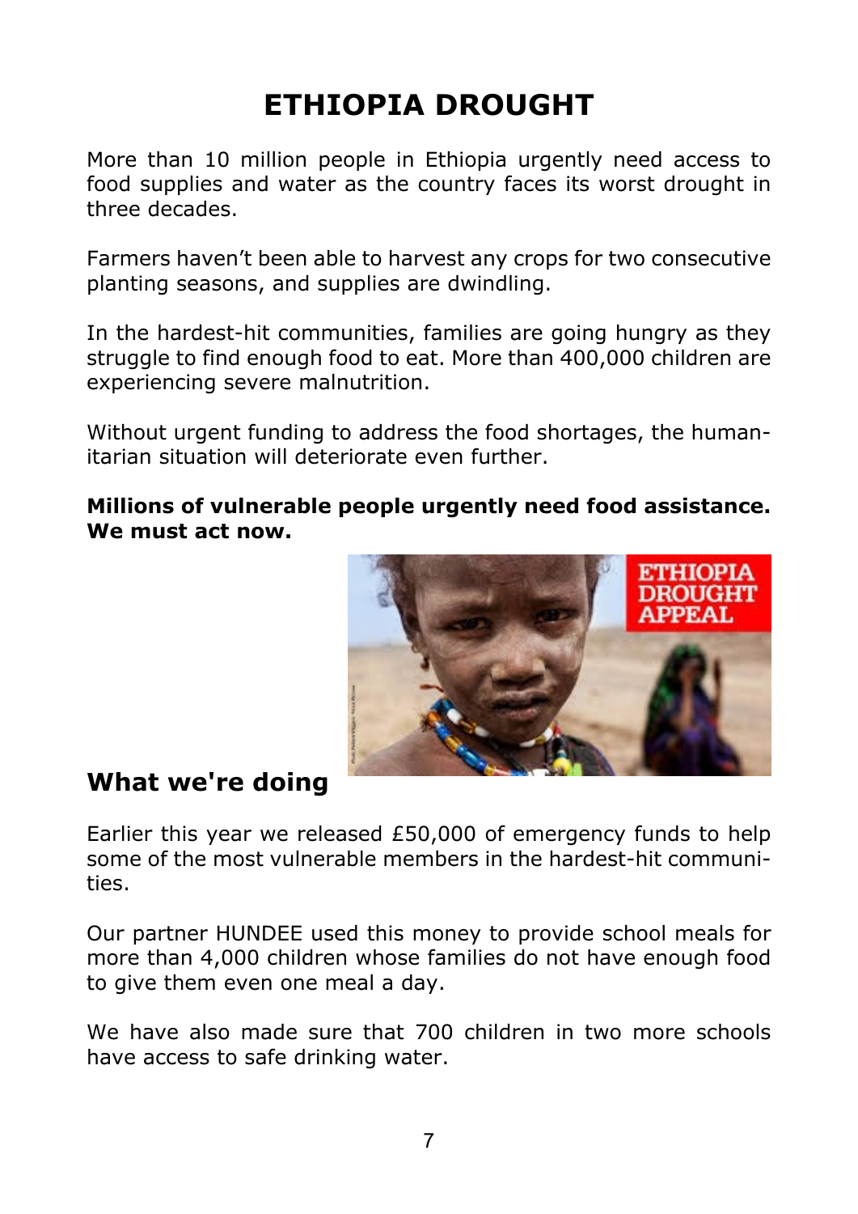# ETHIOPIA DROUGHT

More than 10 million people in Ethiopia urgently need access to food supplies and water as the country faces its worst drought in three decades.

Farmers haven't been able to harvest any crops for two consecutive planting seasons, and supplies are dwindling.

In the hardest-hit communities, families are going hungry as they struggle to find enough food to eat. More than 400,000 children are experiencing severe malnutrition.

Without urgent funding to address the food shortages, the humanitarian situation will deteriorate even further.

**Millions of vulnerable people urgently need food assistance. We must act now.**

## What we're doing

Earlier this year we released £50,000 of emergency funds to help some of the most vulnerable members in the hardest-hit communities.

Our partner HUNDEE used this money to provide school meals for more than 4,000 children whose families do not have enough food to give them even one meal a day.

We have also made sure that 700 children in two more schools have access to safe drinking water.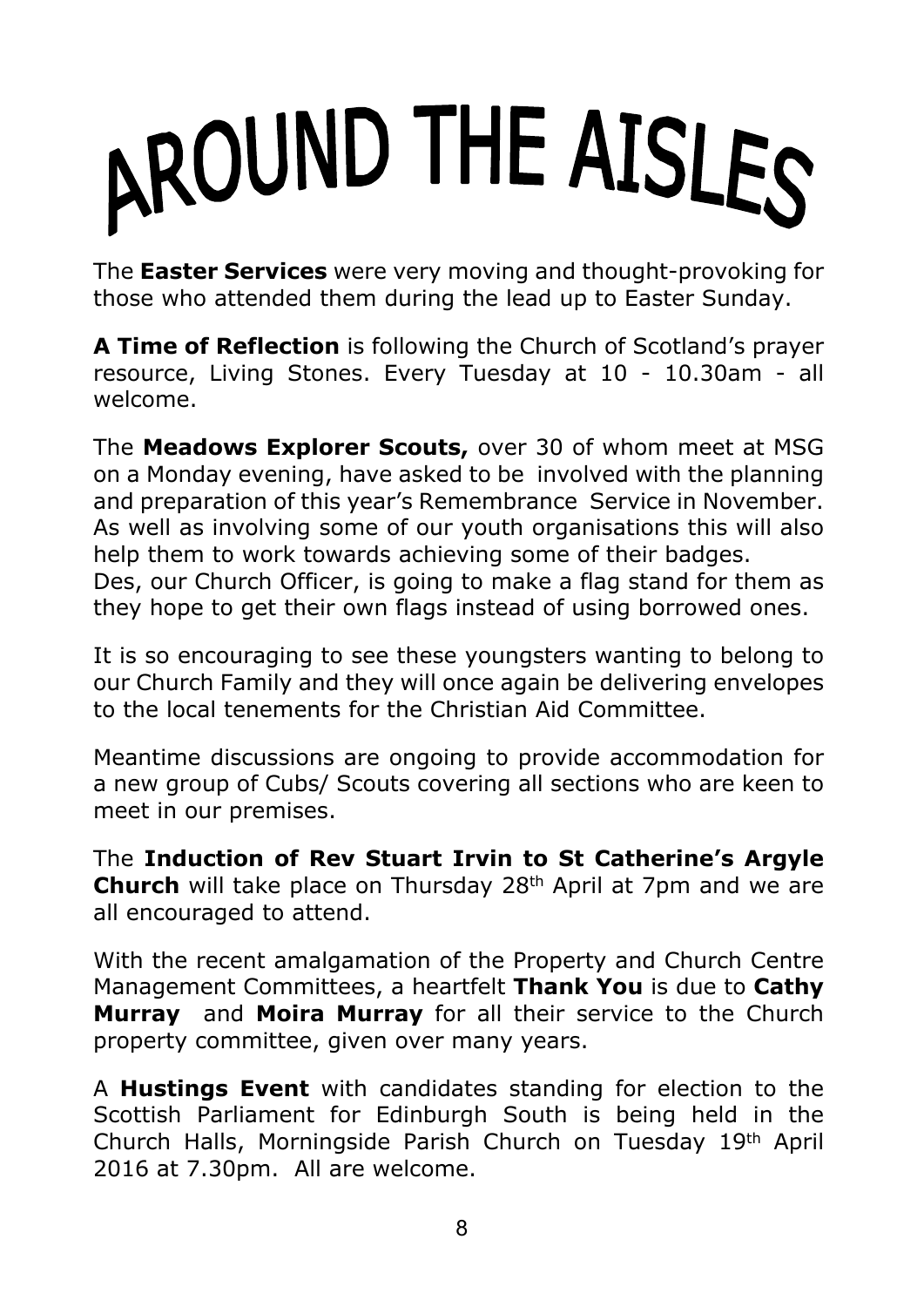# AROUND THE AISLES

The **Easter Services** were very moving and thought-provoking for those who attended them during the lead up to Easter Sunday.

**A Time of Reflection** is following the Church of Scotland's prayer resource, Living Stones. Every Tuesday at 10 - 10.30am - all welcome.

The **Meadows Explorer Scouts,** over 30 of whom meet at MSG on a Monday evening, have asked to be involved with the planning and preparation of this year's Remembrance Service in November. As well as involving some of our youth organisations this will also help them to work towards achieving some of their badges.
Des, our Church Officer, is going to make a flag stand for them as they hope to get their own flags instead of using borrowed ones.

It is so encouraging to see these youngsters wanting to belong to our Church Family and they will once again be delivering envelopes to the local tenements for the Christian Aid Committee.

Meantime discussions are ongoing to provide accommodation for a new group of Cubs/ Scouts covering all sections who are keen to meet in our premises.

The **Induction of Rev Stuart Irvin to St Catherine's Argyle Church** will take place on Thursday 28th April at 7pm and we are all encouraged to attend.

With the recent amalgamation of the Property and Church Centre Management Committees, a heartfelt **Thank You** is due to **Cathy Murray** and **Moira Murray** for all their service to the Church property committee, given over many years.

A **Hustings Event** with candidates standing for election to the Scottish Parliament for Edinburgh South is being held in the Church Halls, Morningside Parish Church on Tuesday 19th April 2016 at 7.30pm. All are welcome.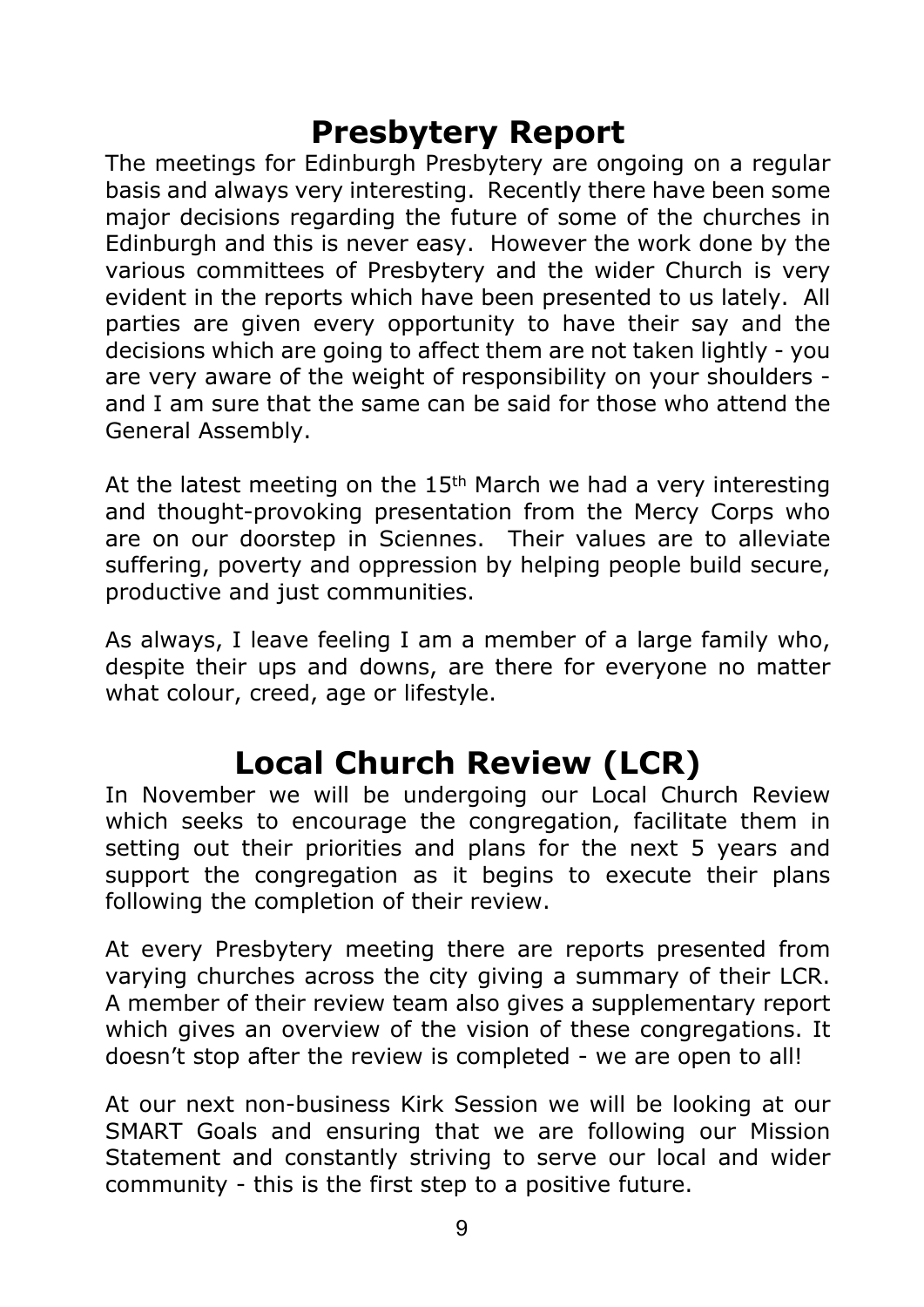# Presbytery Report

The meetings for Edinburgh Presbytery are ongoing on a regular basis and always very interesting. Recently there have been some major decisions regarding the future of some of the churches in Edinburgh and this is never easy. However the work done by the various committees of Presbytery and the wider Church is very evident in the reports which have been presented to us lately. All parties are given every opportunity to have their say and the decisions which are going to affect them are not taken lightly - you are very aware of the weight of responsibility on your shoulders - and I am sure that the same can be said for those who attend the General Assembly.

At the latest meeting on the 15th March we had a very interesting and thought-provoking presentation from the Mercy Corps who are on our doorstep in Sciennes. Their values are to alleviate suffering, poverty and oppression by helping people build secure, productive and just communities.

As always, I leave feeling I am a member of a large family who, despite their ups and downs, are there for everyone no matter what colour, creed, age or lifestyle.

# Local Church Review (LCR)

In November we will be undergoing our Local Church Review which seeks to encourage the congregation, facilitate them in setting out their priorities and plans for the next 5 years and support the congregation as it begins to execute their plans following the completion of their review.

At every Presbytery meeting there are reports presented from varying churches across the city giving a summary of their LCR. A member of their review team also gives a supplementary report which gives an overview of the vision of these congregations. It doesn't stop after the review is completed - we are open to all!

At our next non-business Kirk Session we will be looking at our SMART Goals and ensuring that we are following our Mission Statement and constantly striving to serve our local and wider community - this is the first step to a positive future.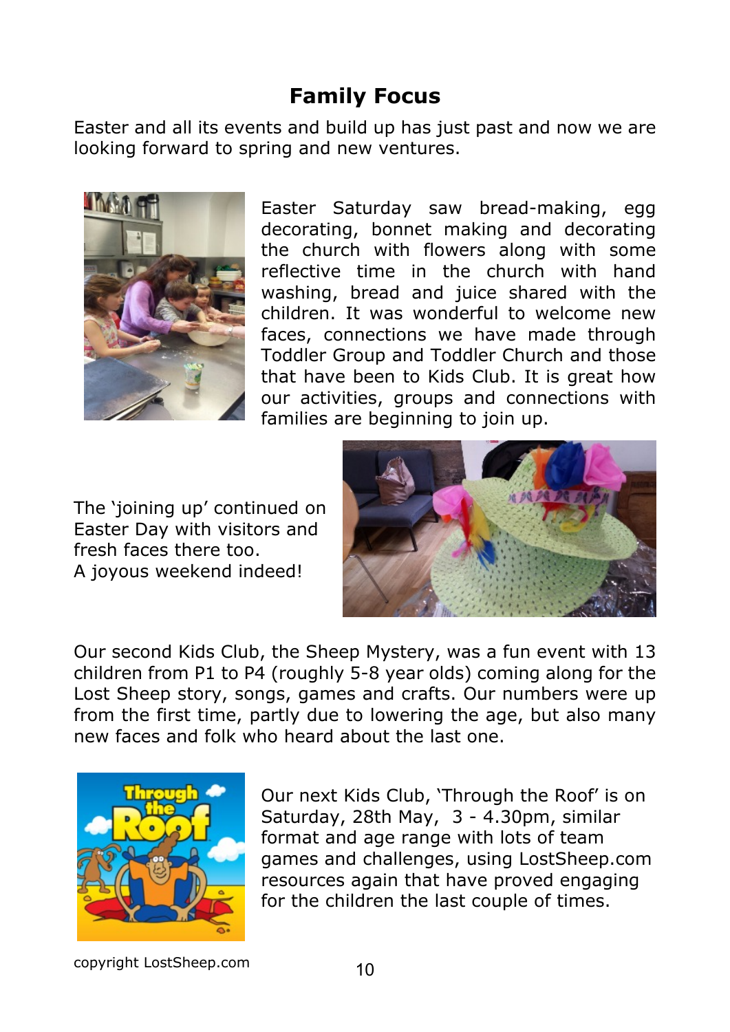## Family Focus

Easter and all its events and build up has just past and now we are looking forward to spring and new ventures.

Easter Saturday saw bread-making, egg decorating, bonnet making and decorating the church with flowers along with some reflective time in the church with hand washing, bread and juice shared with the children. It was wonderful to welcome new faces, connections we have made through Toddler Group and Toddler Church and those that have been to Kids Club. It is great how our activities, groups and connections with families are beginning to join up.

The 'joining up' continued on Easter Day with visitors and fresh faces there too.
A joyous weekend indeed!

Our second Kids Club, the Sheep Mystery, was a fun event with 13 children from P1 to P4 (roughly 5-8 year olds) coming along for the Lost Sheep story, songs, games and crafts. Our numbers were up from the first time, partly due to lowering the age, but also many new faces and folk who heard about the last one.

Our next Kids Club, 'Through the Roof' is on Saturday, 28th May, 3 - 4.30pm, similar format and age range with lots of team games and challenges, using LostSheep.com resources again that have proved engaging for the children the last couple of times.

copyright LostSheep.com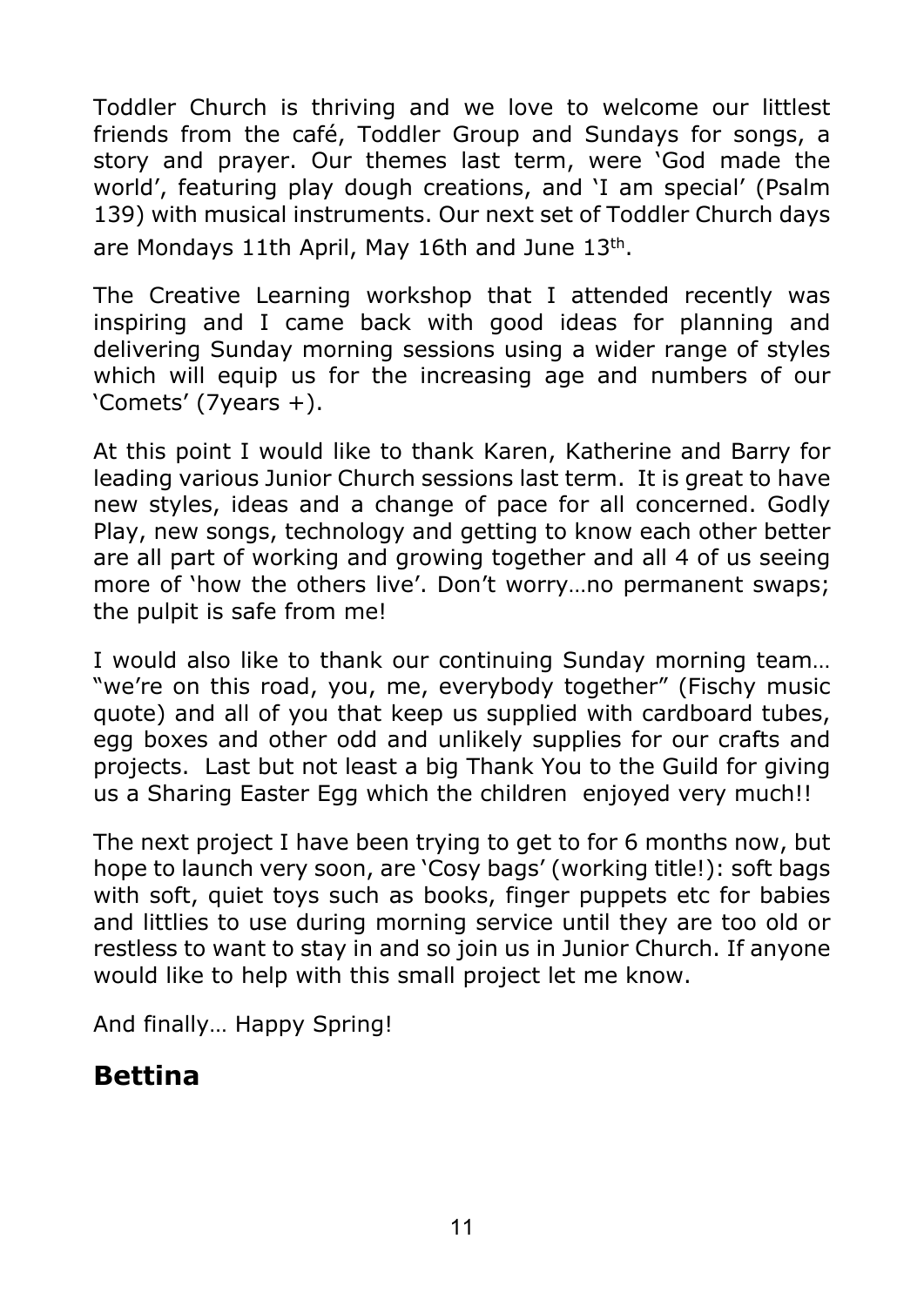Toddler Church is thriving and we love to welcome our littlest friends from the café, Toddler Group and Sundays for songs, a story and prayer. Our themes last term, were 'God made the world', featuring play dough creations, and 'I am special' (Psalm 139) with musical instruments. Our next set of Toddler Church days are Mondays 11th April, May 16th and June 13th.

The Creative Learning workshop that I attended recently was inspiring and I came back with good ideas for planning and delivering Sunday morning sessions using a wider range of styles which will equip us for the increasing age and numbers of our 'Comets' (7years +).

At this point I would like to thank Karen, Katherine and Barry for leading various Junior Church sessions last term. It is great to have new styles, ideas and a change of pace for all concerned. Godly Play, new songs, technology and getting to know each other better are all part of working and growing together and all 4 of us seeing more of 'how the others live'. Don't worry…no permanent swaps; the pulpit is safe from me!

I would also like to thank our continuing Sunday morning team… "we're on this road, you, me, everybody together" (Fischy music quote) and all of you that keep us supplied with cardboard tubes, egg boxes and other odd and unlikely supplies for our crafts and projects. Last but not least a big Thank You to the Guild for giving us a Sharing Easter Egg which the children enjoyed very much!!

The next project I have been trying to get to for 6 months now, but hope to launch very soon, are 'Cosy bags' (working title!): soft bags with soft, quiet toys such as books, finger puppets etc for babies and littlies to use during morning service until they are too old or restless to want to stay in and so join us in Junior Church. If anyone would like to help with this small project let me know.

And finally… Happy Spring!

## Bettina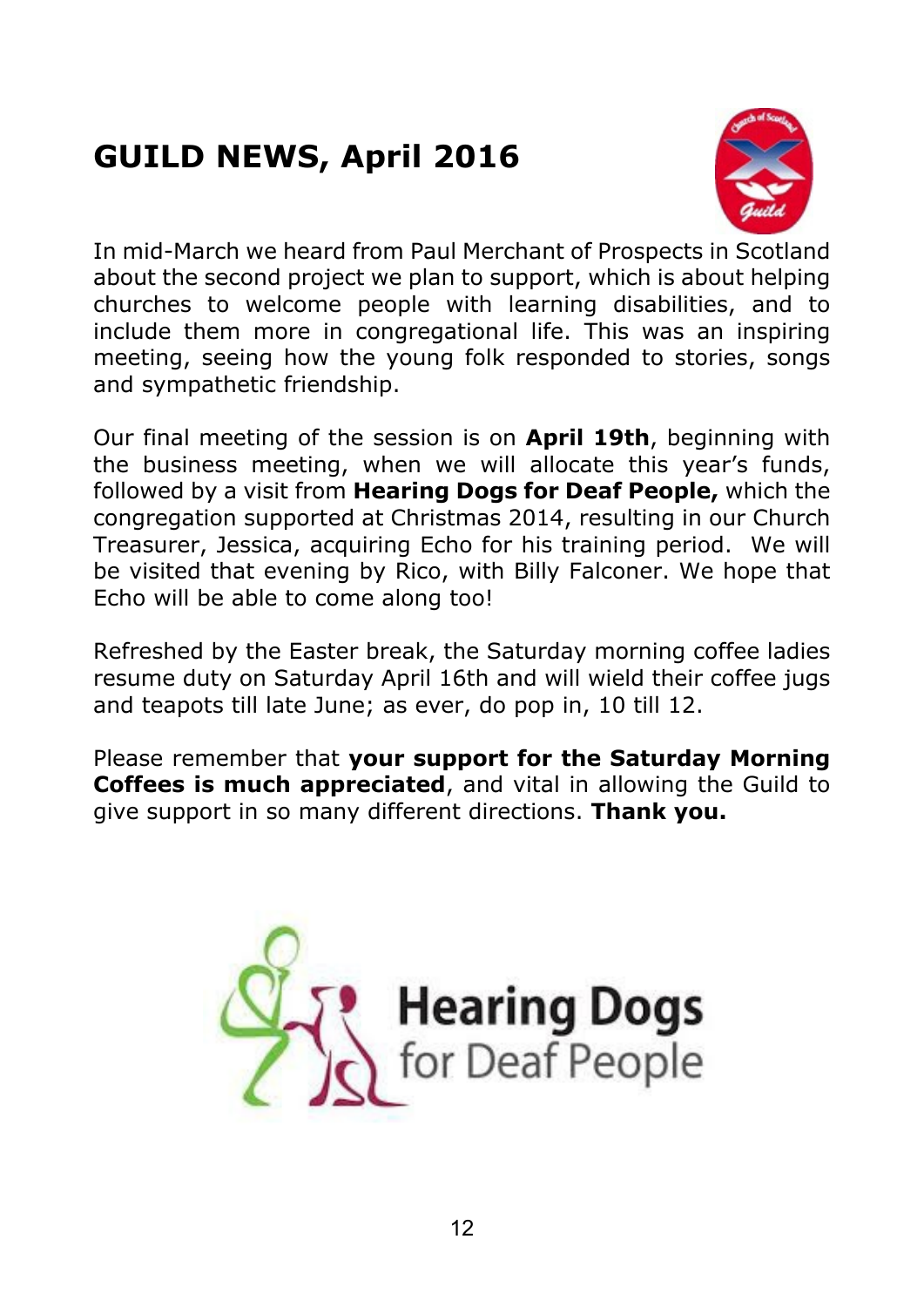# GUILD NEWS, April 2016

In mid-March we heard from Paul Merchant of Prospects in Scotland about the second project we plan to support, which is about helping churches to welcome people with learning disabilities, and to include them more in congregational life. This was an inspiring meeting, seeing how the young folk responded to stories, songs and sympathetic friendship.

Our final meeting of the session is on **April 19th**, beginning with the business meeting, when we will allocate this year's funds, followed by a visit from **Hearing Dogs for Deaf People,** which the congregation supported at Christmas 2014, resulting in our Church Treasurer, Jessica, acquiring Echo for his training period. We will be visited that evening by Rico, with Billy Falconer. We hope that Echo will be able to come along too!

Refreshed by the Easter break, the Saturday morning coffee ladies resume duty on Saturday April 16th and will wield their coffee jugs and teapots till late June; as ever, do pop in, 10 till 12.

Please remember that **your support for the Saturday Morning Coffees is much appreciated**, and vital in allowing the Guild to give support in so many different directions. **Thank you.**

Hearing Dogs for Deaf People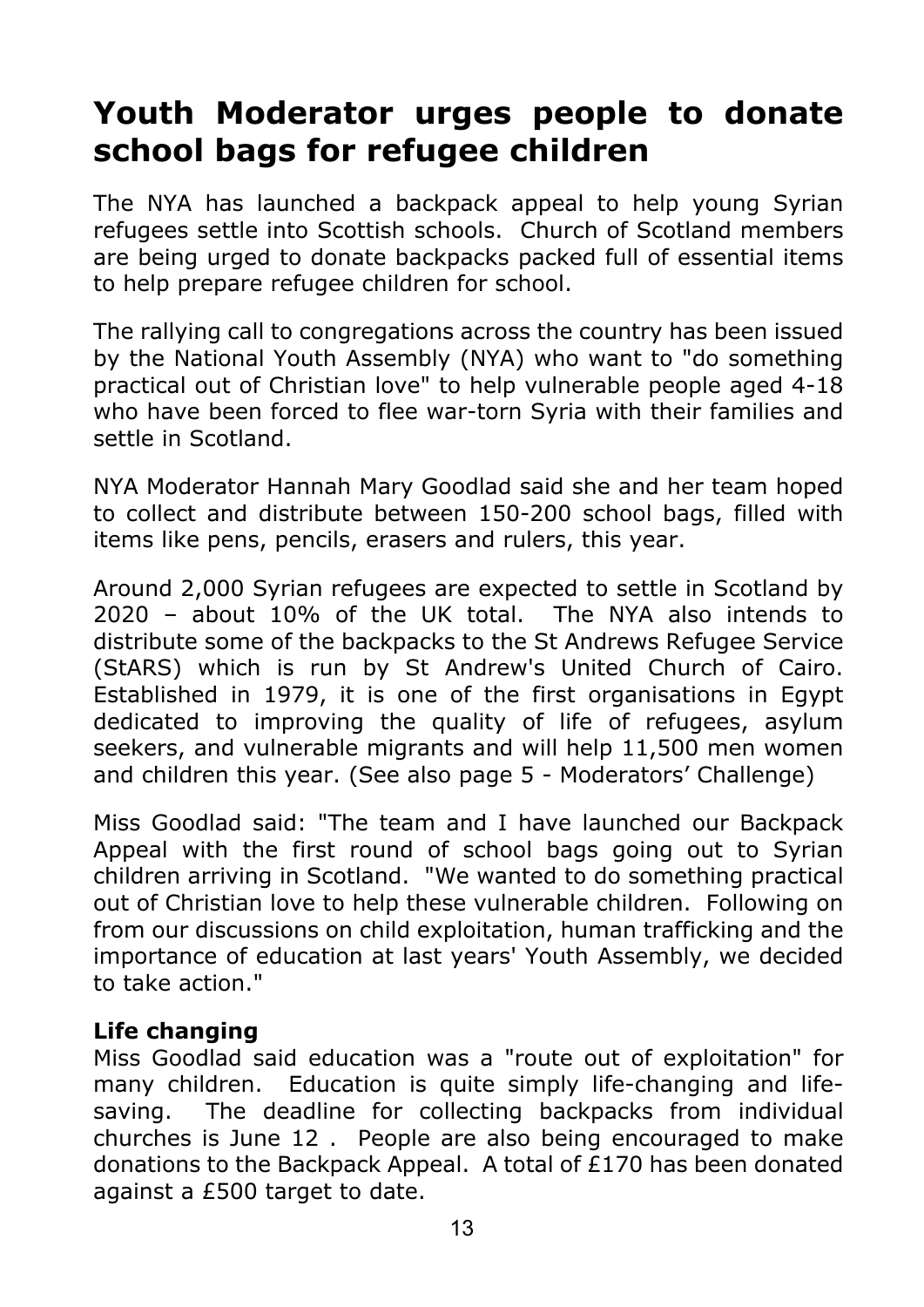# Youth Moderator urges people to donate school bags for refugee children

The NYA has launched a backpack appeal to help young Syrian refugees settle into Scottish schools. Church of Scotland members are being urged to donate backpacks packed full of essential items to help prepare refugee children for school.

The rallying call to congregations across the country has been issued by the National Youth Assembly (NYA) who want to "do something practical out of Christian love" to help vulnerable people aged 4-18 who have been forced to flee war-torn Syria with their families and settle in Scotland.

NYA Moderator Hannah Mary Goodlad said she and her team hoped to collect and distribute between 150-200 school bags, filled with items like pens, pencils, erasers and rulers, this year.

Around 2,000 Syrian refugees are expected to settle in Scotland by 2020 – about 10% of the UK total. The NYA also intends to distribute some of the backpacks to the St Andrews Refugee Service (StARS) which is run by St Andrew's United Church of Cairo. Established in 1979, it is one of the first organisations in Egypt dedicated to improving the quality of life of refugees, asylum seekers, and vulnerable migrants and will help 11,500 men women and children this year. (See also page 5 - Moderators' Challenge)

Miss Goodlad said: "The team and I have launched our Backpack Appeal with the first round of school bags going out to Syrian children arriving in Scotland. "We wanted to do something practical out of Christian love to help these vulnerable children. Following on from our discussions on child exploitation, human trafficking and the importance of education at last years' Youth Assembly, we decided to take action."

**Life changing**

Miss Goodlad said education was a "route out of exploitation" for many children. Education is quite simply life-changing and life-saving. The deadline for collecting backpacks from individual churches is June 12 . People are also being encouraged to make donations to the Backpack Appeal. A total of £170 has been donated against a £500 target to date.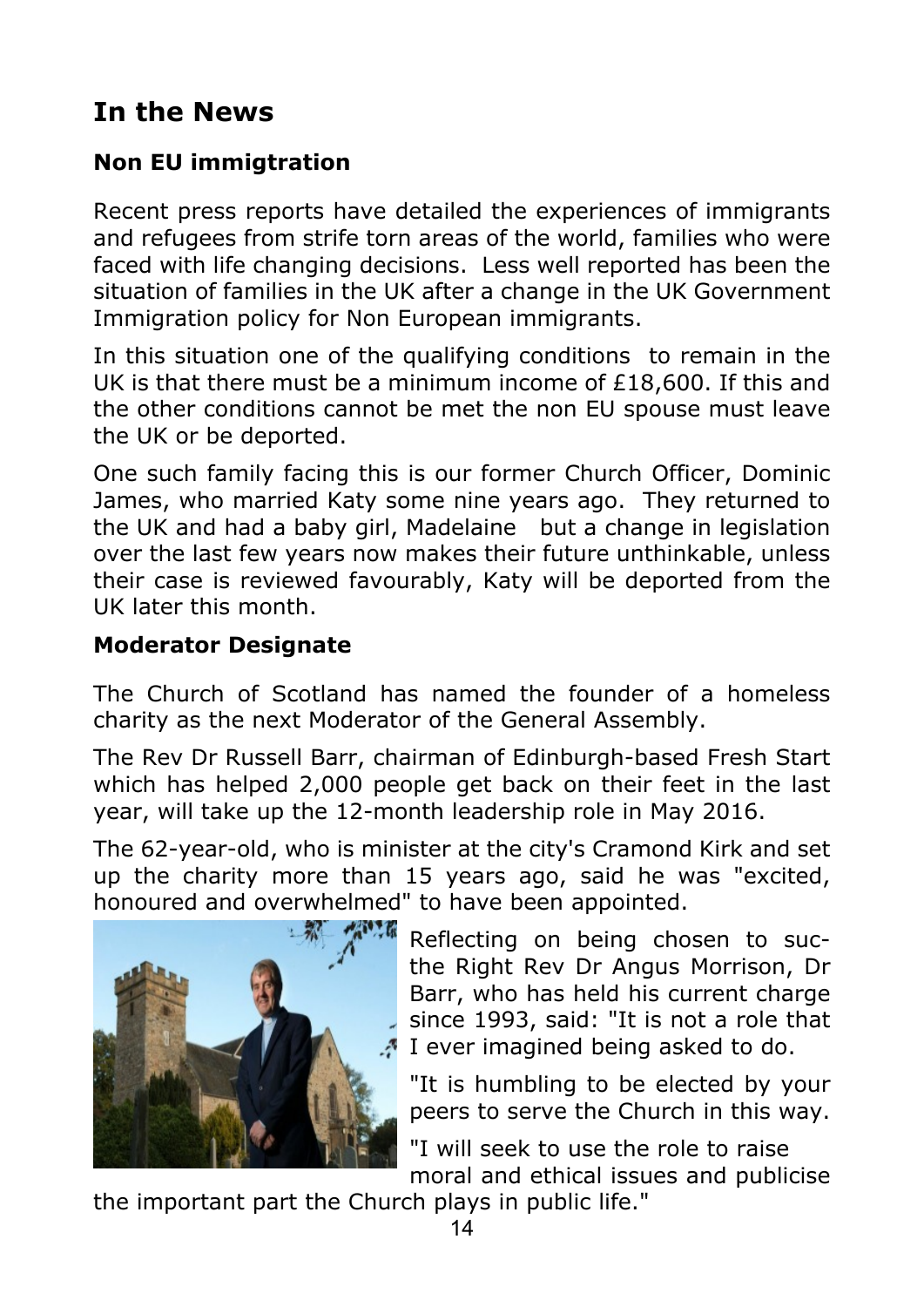# In the News

## Non EU immigtration

Recent press reports have detailed the experiences of immigrants and refugees from strife torn areas of the world, families who were faced with life changing decisions. Less well reported has been the situation of families in the UK after a change in the UK Government Immigration policy for Non European immigrants.

In this situation one of the qualifying conditions to remain in the UK is that there must be a minimum income of £18,600. If this and the other conditions cannot be met the non EU spouse must leave the UK or be deported.

One such family facing this is our former Church Officer, Dominic James, who married Katy some nine years ago. They returned to the UK and had a baby girl, Madelaine but a change in legislation over the last few years now makes their future unthinkable, unless their case is reviewed favourably, Katy will be deported from the UK later this month.

## Moderator Designate

The Church of Scotland has named the founder of a homeless charity as the next Moderator of the General Assembly.

The Rev Dr Russell Barr, chairman of Edinburgh-based Fresh Start which has helped 2,000 people get back on their feet in the last year, will take up the 12-month leadership role in May 2016.

The 62-year-old, who is minister at the city's Cramond Kirk and set up the charity more than 15 years ago, said he was "excited, honoured and overwhelmed" to have been appointed.

Reflecting on being chosen to suc-the Right Rev Dr Angus Morrison, Dr Barr, who has held his current charge since 1993, said: "It is not a role that I ever imagined being asked to do.

"It is humbling to be elected by your peers to serve the Church in this way.

"I will seek to use the role to raise moral and ethical issues and publicise the important part the Church plays in public life."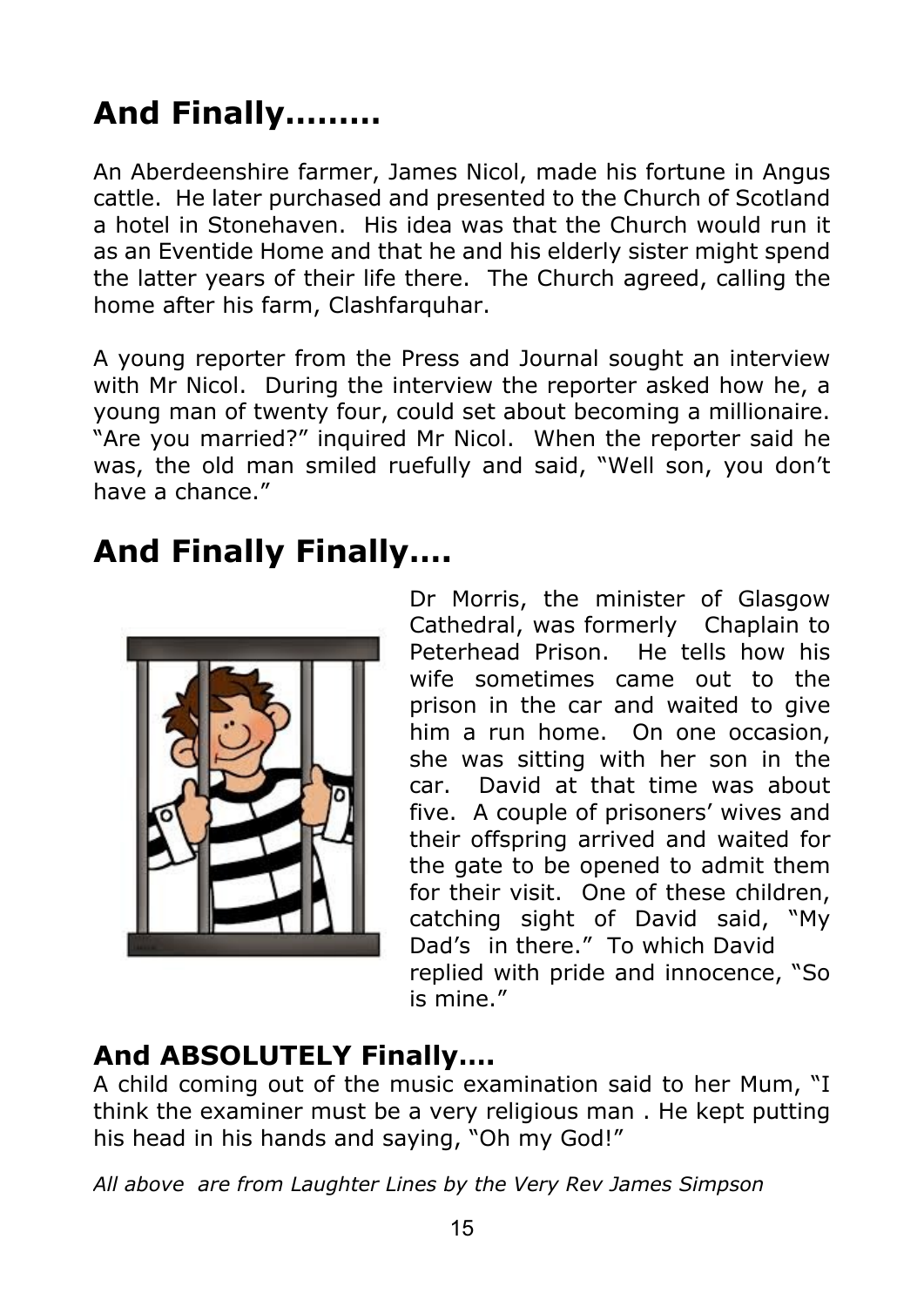## And Finally.........

An Aberdeenshire farmer, James Nicol, made his fortune in Angus cattle. He later purchased and presented to the Church of Scotland a hotel in Stonehaven. His idea was that the Church would run it as an Eventide Home and that he and his elderly sister might spend the latter years of their life there. The Church agreed, calling the home after his farm, Clashfarquhar.

A young reporter from the Press and Journal sought an interview with Mr Nicol. During the interview the reporter asked how he, a young man of twenty four, could set about becoming a millionaire. "Are you married?" inquired Mr Nicol. When the reporter said he was, the old man smiled ruefully and said, "Well son, you don't have a chance."

## And Finally Finally....

Dr Morris, the minister of Glasgow Cathedral, was formerly Chaplain to Peterhead Prison. He tells how his wife sometimes came out to the prison in the car and waited to give him a run home. On one occasion, she was sitting with her son in the car. David at that time was about five. A couple of prisoners' wives and their offspring arrived and waited for the gate to be opened to admit them for their visit. One of these children, catching sight of David said, "My Dad's in there." To which David replied with pride and innocence, "So is mine."

### And ABSOLUTELY Finally....

A child coming out of the music examination said to her Mum, "I think the examiner must be a very religious man . He kept putting his head in his hands and saying, "Oh my God!"

*All above are from Laughter Lines by the Very Rev James Simpson*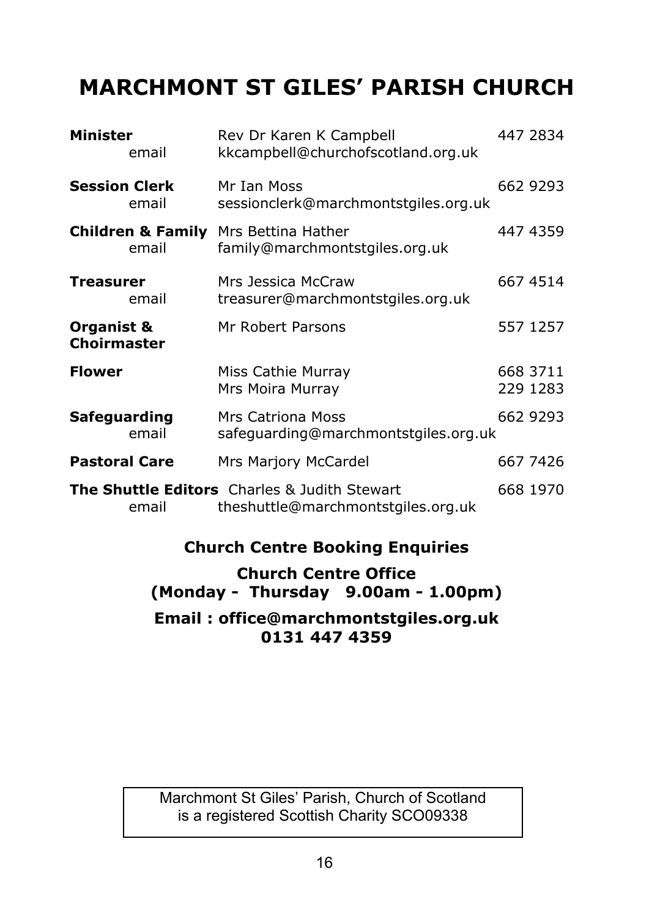# MARCHMONT ST GILES' PARISH CHURCH

| | | |
|---|---|---|
| **Minister** | Rev Dr Karen K Campbell | 447 2834 |
| email | kkcampbell@churchofscotland.org.uk | |
| **Session Clerk** | Mr Ian Moss | 662 9293 |
| email | sessionclerk@marchmontstgiles.org.uk | |
| **Children & Family** | Mrs Bettina Hather | 447 4359 |
| email | family@marchmontstgiles.org.uk | |
| **Treasurer** | Mrs Jessica McCraw | 667 4514 |
| email | treasurer@marchmontstgiles.org.uk | |
| **Organist & Choirmaster** | Mr Robert Parsons | 557 1257 |
| **Flower** | Miss Cathie Murray | 668 3711 |
| | Mrs Moira Murray | 229 1283 |
| **Safeguarding** | Mrs Catriona Moss | 662 9293 |
| email | safeguarding@marchmontstgiles.org.uk | |
| **Pastoral Care** | Mrs Marjory McCardel | 667 7426 |
| **The Shuttle Editors** | Charles & Judith Stewart | 668 1970 |
| email | theshuttle@marchmontstgiles.org.uk | |

**Church Centre Booking Enquiries**

**Church Centre Office**
**(Monday - Thursday 9.00am - 1.00pm)**

**Email : office@marchmontstgiles.org.uk**
**0131 447 4359**

Marchmont St Giles' Parish, Church of Scotland is a registered Scottish Charity SCO09338